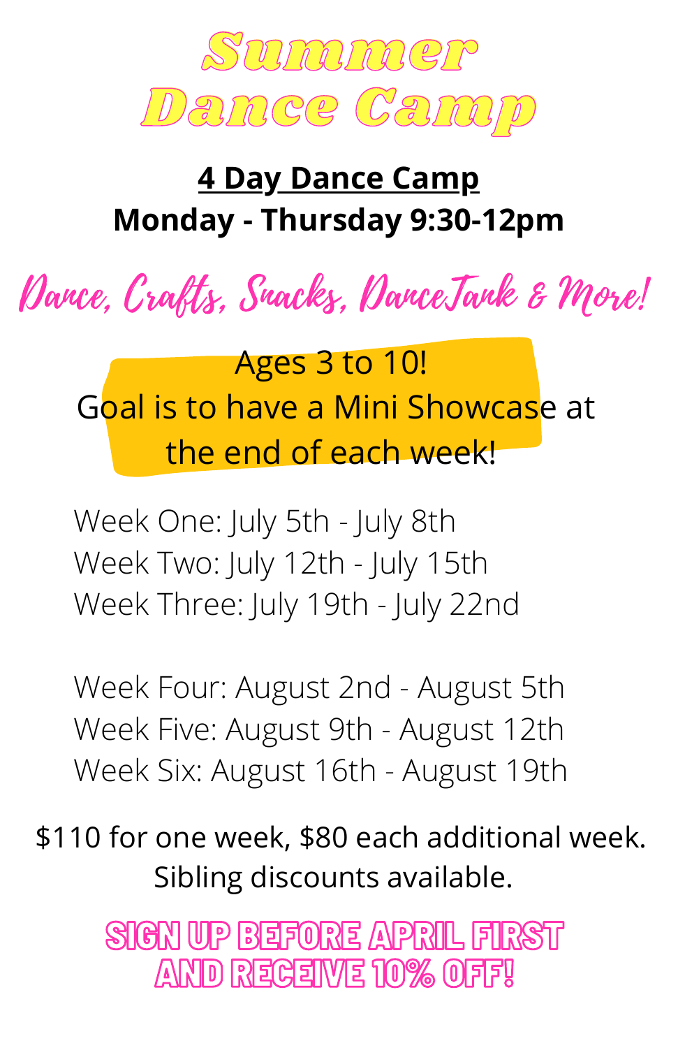# Summer Dance Camp

**4 Day Dance Camp**

**Monday - Thursday 9:30-12pm**

*Dance, Crafts, Snacks, DanceTank & More!*

Ages 3 to 10!
Goal is to have a Mini Showcase at the end of each week!

Week One: July 5th - July 8th
Week Two: July 12th - July 15th
Week Three: July 19th - July 22nd

Week Four: August 2nd - August 5th
Week Five: August 9th - August 12th
Week Six: August 16th - August 19th

$110 for one week, $80 each additional week.
Sibling discounts available.

**SIGN UP BEFORE APRIL FIRST AND RECEIVE 10% OFF!**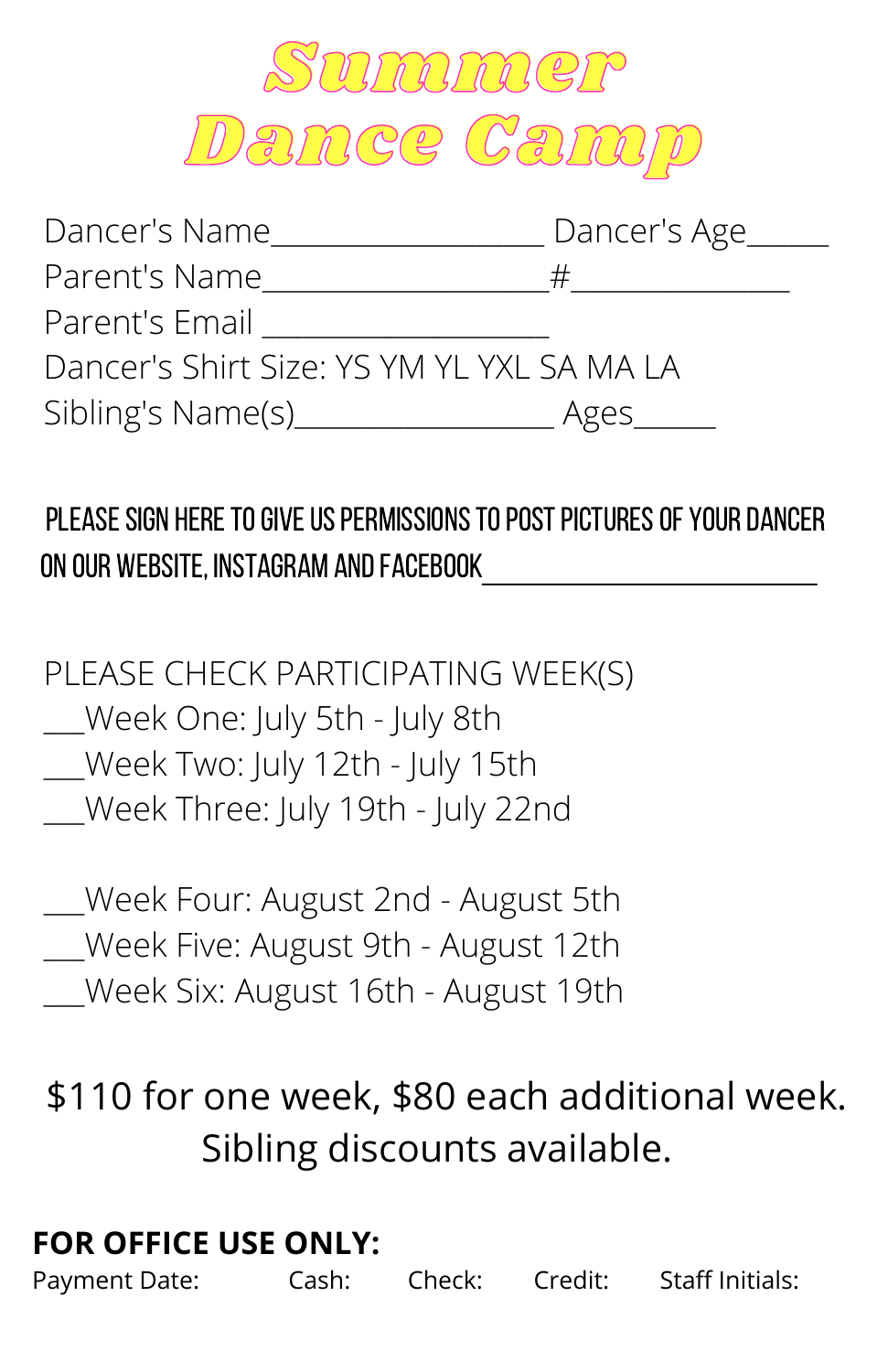# Summer Dance Camp

Dancer's Name__________________ Dancer's Age_____

Parent's Name___________________#______________

Parent's Email ___________________

Dancer's Shirt Size: YS YM YL YXL SA MA LA

Sibling's Name(s)_________________ Ages_____

PLEASE SIGN HERE TO GIVE US PERMISSIONS TO POST PICTURES OF YOUR DANCER ON OUR WEBSITE, INSTAGRAM AND FACEBOOK______________________

PLEASE CHECK PARTICIPATING WEEK(S)

___Week One: July 5th - July 8th

___Week Two: July 12th - July 15th

___Week Three: July 19th - July 22nd

___Week Four: August 2nd - August 5th

___Week Five: August 9th - August 12th

___Week Six: August 16th - August 19th

$110 for one week, $80 each additional week.
Sibling discounts available.

**FOR OFFICE USE ONLY:**

Payment Date: Cash: Check: Credit: Staff Initials: